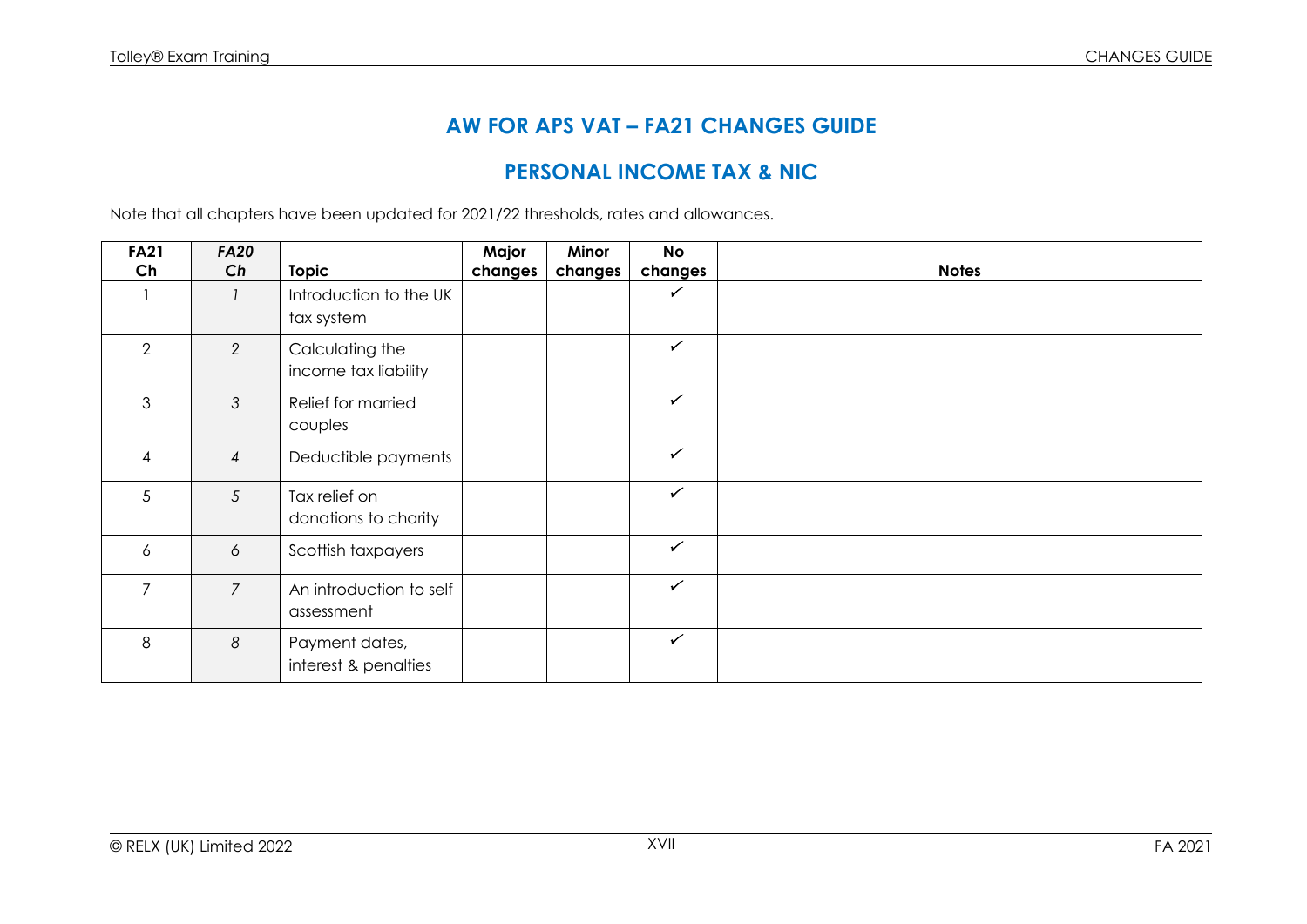# AW FOR APS VAT – FA21 CHANGES GUIDE

## PERSONAL INCOME TAX & NIC

Note that all chapters have been updated for 2021/22 thresholds, rates and allowances.

| FA21 Ch | *FA20 Ch* | Topic | Major changes | Minor changes | No changes | Notes |
|---|---|---|---|---|---|---|
| 1 | *1* | Introduction to the UK tax system | | | ✓ | |
| 2 | *2* | Calculating the income tax liability | | | ✓ | |
| 3 | *3* | Relief for married couples | | | ✓ | |
| 4 | *4* | Deductible payments | | | ✓ | |
| 5 | *5* | Tax relief on donations to charity | | | ✓ | |
| 6 | *6* | Scottish taxpayers | | | ✓ | |
| 7 | *7* | An introduction to self assessment | | | ✓ | |
| 8 | *8* | Payment dates, interest & penalties | | | ✓ | |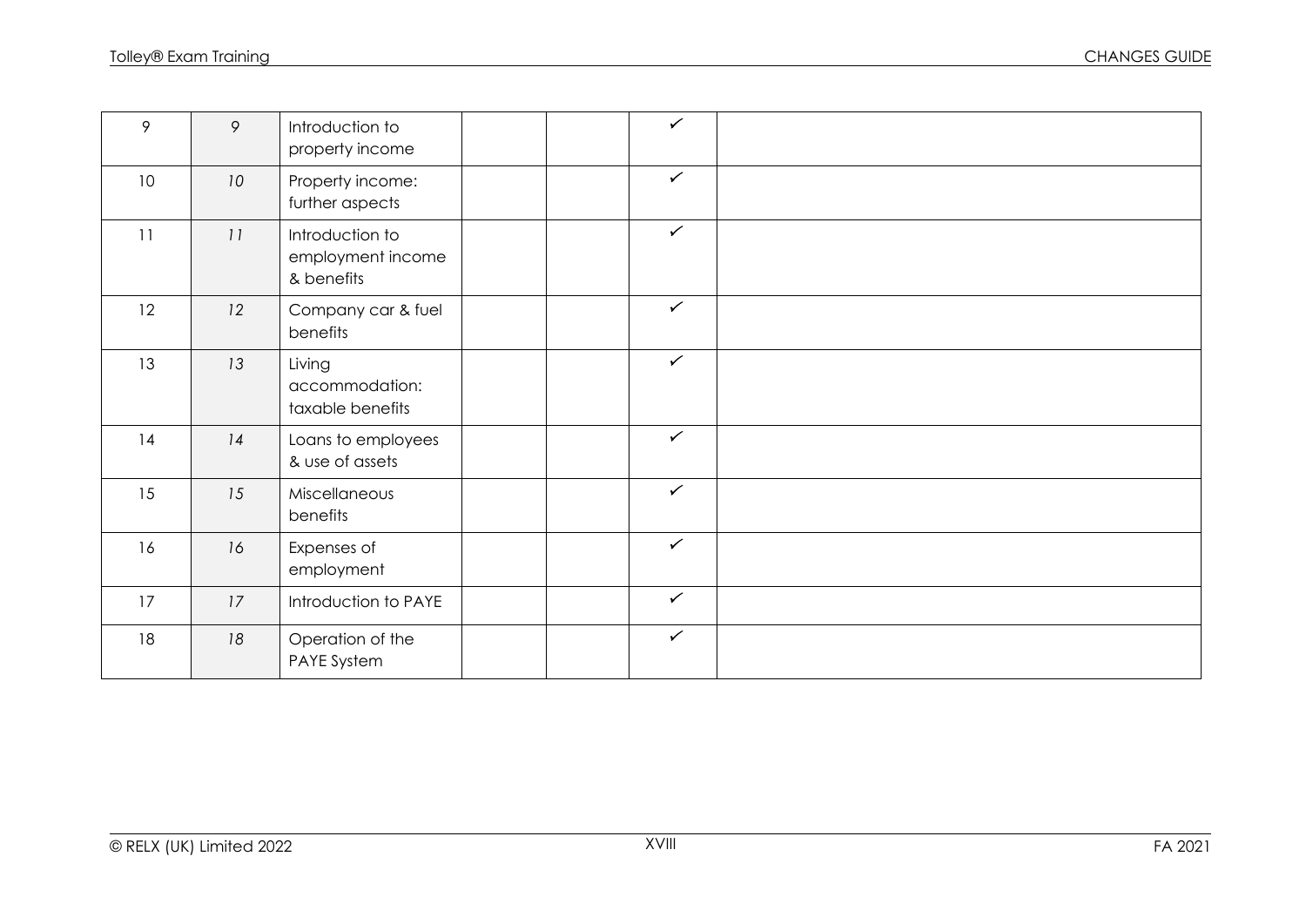| | | | | | | |
|---|---|---|---|---|---|---|
| 9 | *9* | Introduction to property income | | | ✓ | |
| 10 | *10* | Property income: further aspects | | | ✓ | |
| 11 | *11* | Introduction to employment income & benefits | | | ✓ | |
| 12 | *12* | Company car & fuel benefits | | | ✓ | |
| 13 | *13* | Living accommodation: taxable benefits | | | ✓ | |
| 14 | *14* | Loans to employees & use of assets | | | ✓ | |
| 15 | *15* | Miscellaneous benefits | | | ✓ | |
| 16 | *16* | Expenses of employment | | | ✓ | |
| 17 | *17* | Introduction to PAYE | | | ✓ | |
| 18 | *18* | Operation of the PAYE System | | | ✓ | |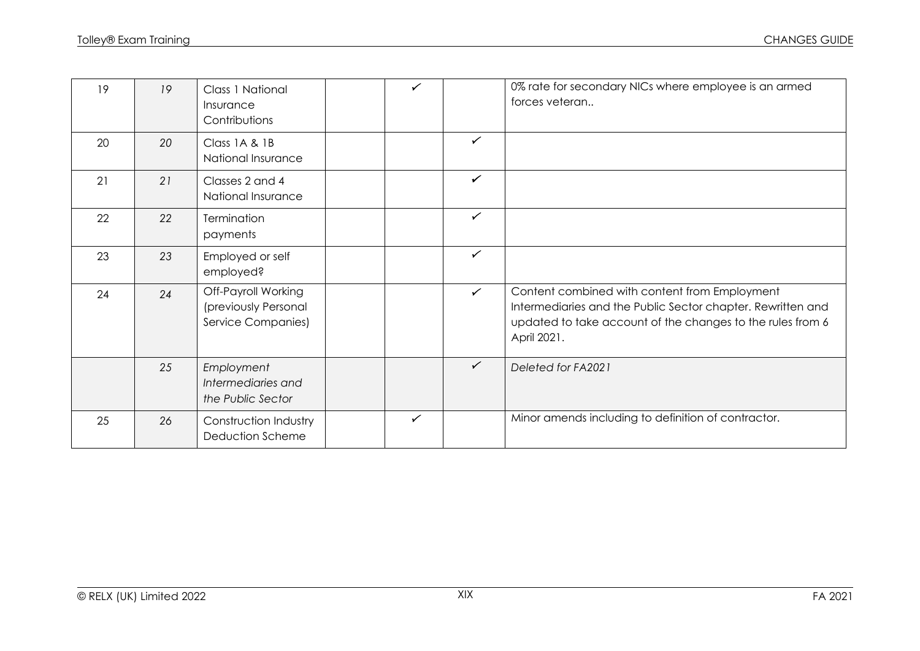| | | | | | | |
|---|---|---|---|---|---|---|
| 19 | *19* | Class 1 National Insurance Contributions | | ✓ | | 0% rate for secondary NICs where employee is an armed forces veteran.. |
| 20 | *20* | Class 1A & 1B National Insurance | | | ✓ | |
| 21 | *21* | Classes 2 and 4 National Insurance | | | ✓ | |
| 22 | *22* | Termination payments | | | ✓ | |
| 23 | *23* | Employed or self employed? | | | ✓ | |
| 24 | *24* | Off-Payroll Working (previously Personal Service Companies) | | | ✓ | Content combined with content from Employment Intermediaries and the Public Sector chapter. Rewritten and updated to take account of the changes to the rules from 6 April 2021. |
| | *25* | *Employment Intermediaries and the Public Sector* | | | ✓ | *Deleted for FA2021* |
| 25 | *26* | Construction Industry Deduction Scheme | | ✓ | | Minor amends including to definition of contractor. |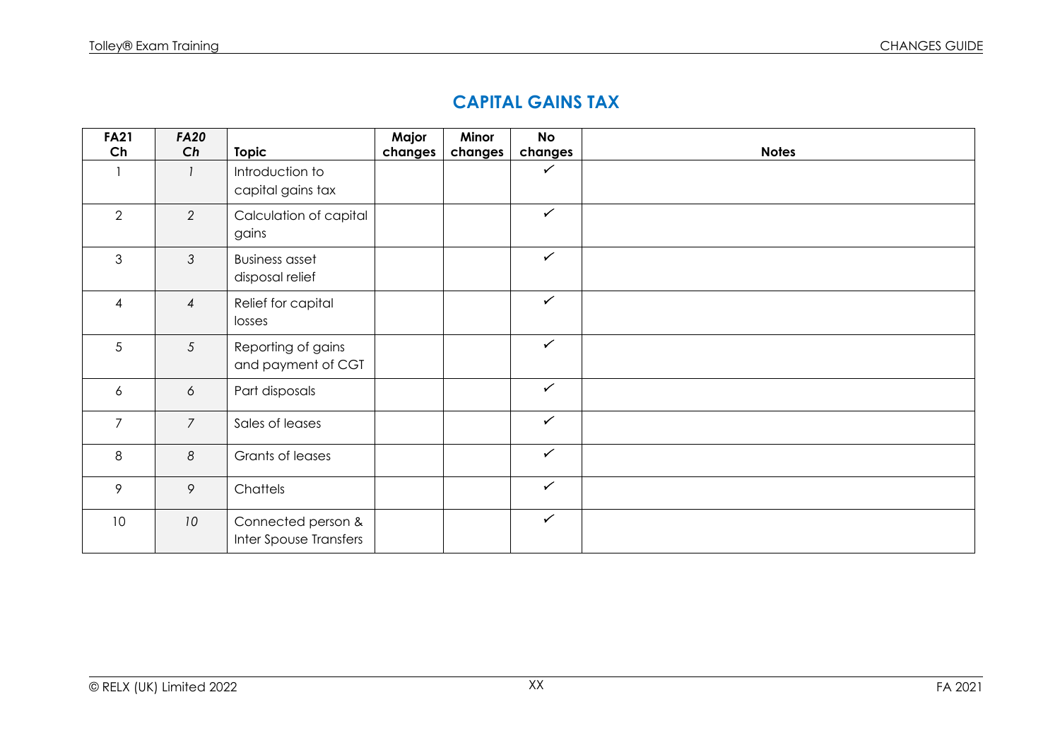## CAPITAL GAINS TAX

| FA21 Ch | *FA20 Ch* | Topic | Major changes | Minor changes | No changes | Notes |
|---|---|---|---|---|---|---|
| 1 | *1* | Introduction to capital gains tax | | | ✓ | |
| 2 | *2* | Calculation of capital gains | | | ✓ | |
| 3 | *3* | Business asset disposal relief | | | ✓ | |
| 4 | *4* | Relief for capital losses | | | ✓ | |
| 5 | *5* | Reporting of gains and payment of CGT | | | ✓ | |
| 6 | *6* | Part disposals | | | ✓ | |
| 7 | *7* | Sales of leases | | | ✓ | |
| 8 | *8* | Grants of leases | | | ✓ | |
| 9 | *9* | Chattels | | | ✓ | |
| 10 | *10* | Connected person & Inter Spouse Transfers | | | ✓ | |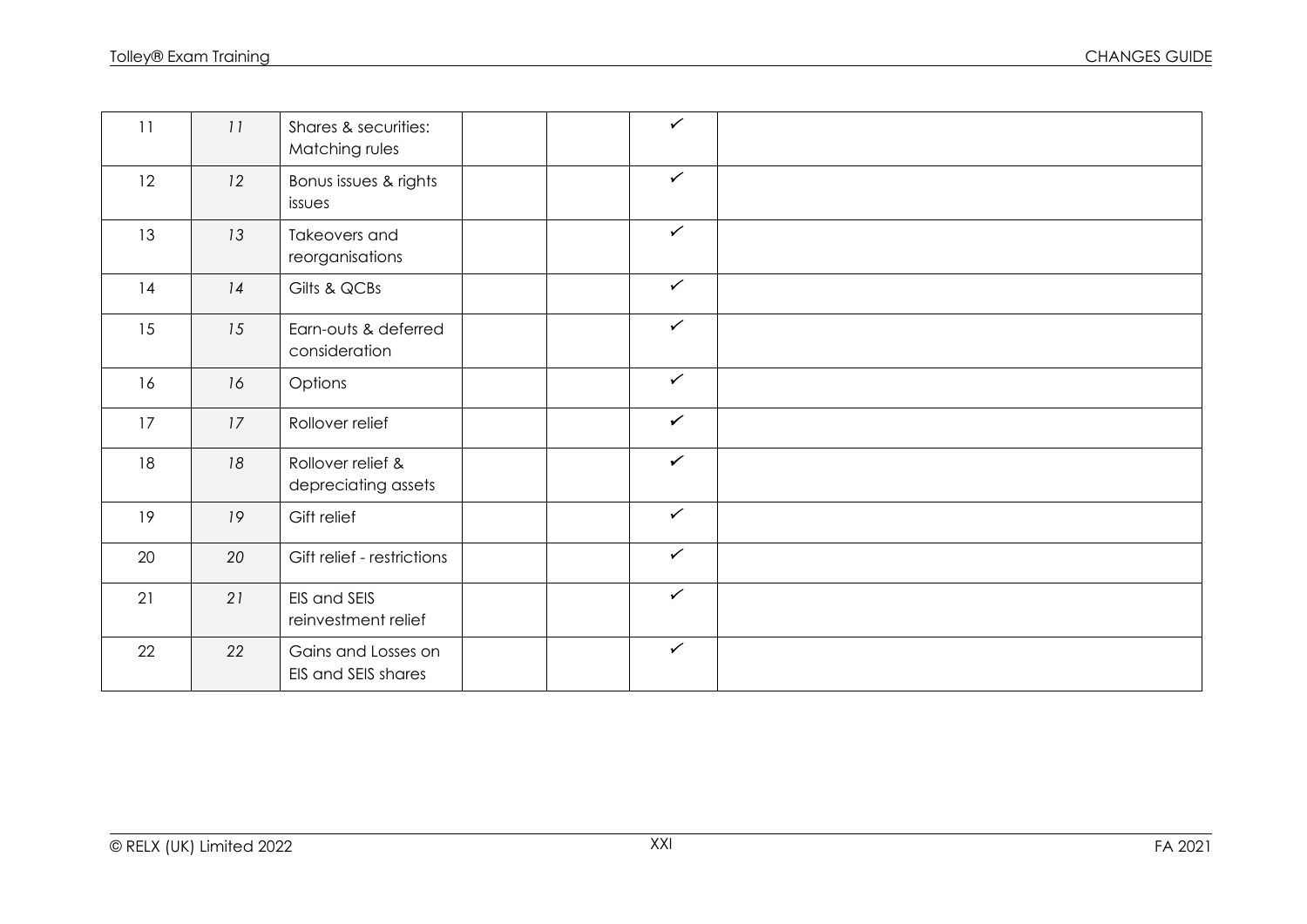| | | | | | | |
|---|---|---|---|---|---|---|
| 11 | *11* | Shares & securities: Matching rules | | | ✓ | |
| 12 | *12* | Bonus issues & rights issues | | | ✓ | |
| 13 | *13* | Takeovers and reorganisations | | | ✓ | |
| 14 | *14* | Gilts & QCBs | | | ✓ | |
| 15 | *15* | Earn-outs & deferred consideration | | | ✓ | |
| 16 | *16* | Options | | | ✓ | |
| 17 | *17* | Rollover relief | | | ✓ | |
| 18 | *18* | Rollover relief & depreciating assets | | | ✓ | |
| 19 | *19* | Gift relief | | | ✓ | |
| 20 | *20* | Gift relief - restrictions | | | ✓ | |
| 21 | *21* | EIS and SEIS reinvestment relief | | | ✓ | |
| 22 | *22* | Gains and Losses on EIS and SEIS shares | | | ✓ | |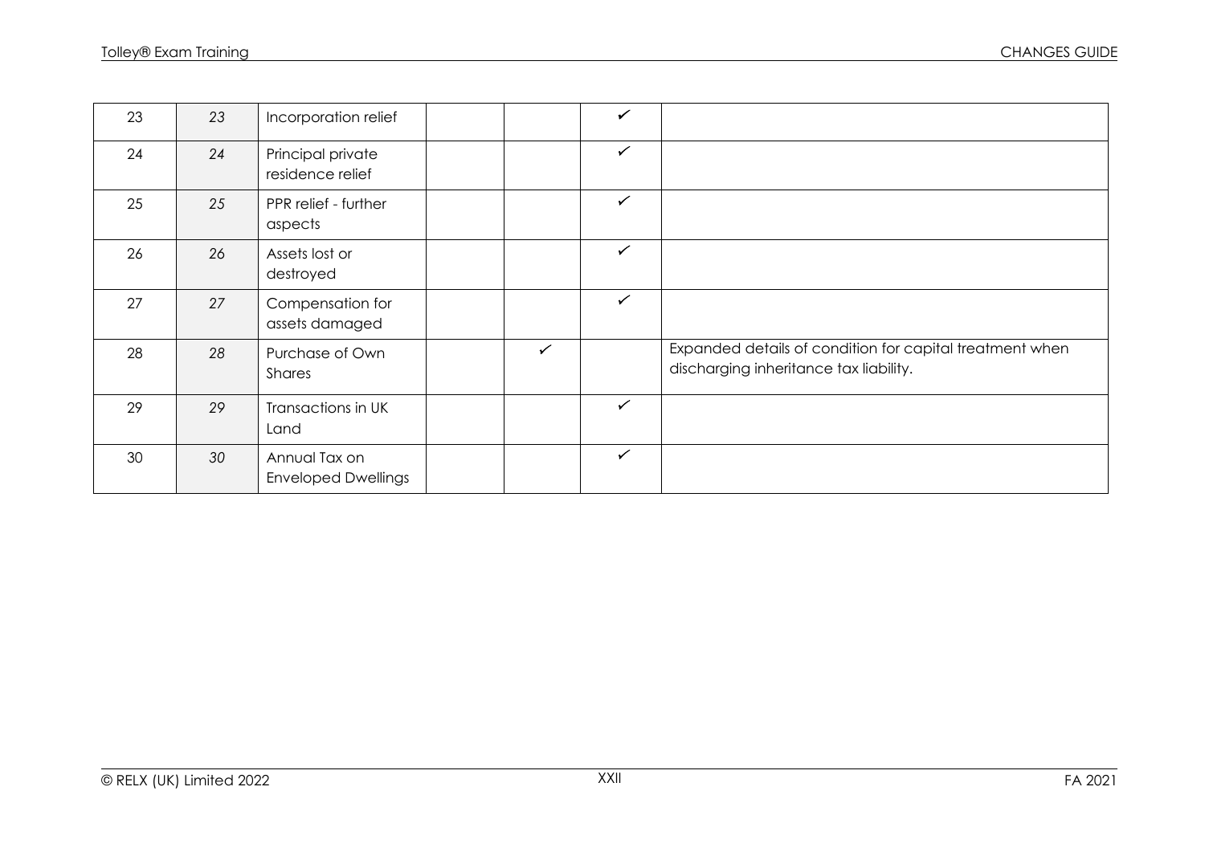| 23 | 23 | Incorporation relief | | | ✓ | |
|---|---|---|---|---|---|---|
| 24 | 24 | Principal private residence relief | | | ✓ | |
| 25 | 25 | PPR relief - further aspects | | | ✓ | |
| 26 | 26 | Assets lost or destroyed | | | ✓ | |
| 27 | 27 | Compensation for assets damaged | | | ✓ | |
| 28 | 28 | Purchase of Own Shares | | ✓ | | Expanded details of condition for capital treatment when discharging inheritance tax liability. |
| 29 | 29 | Transactions in UK Land | | | ✓ | |
| 30 | 30 | Annual Tax on Enveloped Dwellings | | | ✓ | |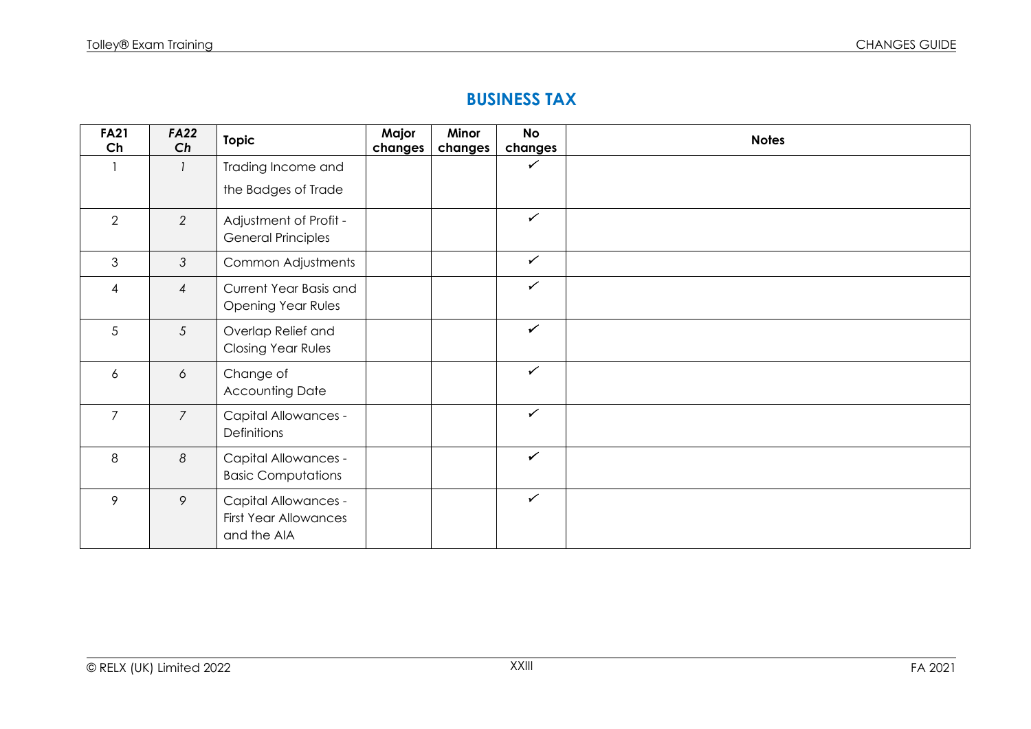## BUSINESS TAX

| FA21 Ch | *FA22 Ch* | Topic | Major changes | Minor changes | No changes | Notes |
|---|---|---|---|---|---|---|
| 1 | *1* | Trading Income and the Badges of Trade | | | ✓ | |
| 2 | *2* | Adjustment of Profit - General Principles | | | ✓ | |
| 3 | *3* | Common Adjustments | | | ✓ | |
| 4 | *4* | Current Year Basis and Opening Year Rules | | | ✓ | |
| 5 | *5* | Overlap Relief and Closing Year Rules | | | ✓ | |
| 6 | *6* | Change of Accounting Date | | | ✓ | |
| 7 | *7* | Capital Allowances - Definitions | | | ✓ | |
| 8 | *8* | Capital Allowances - Basic Computations | | | ✓ | |
| 9 | *9* | Capital Allowances - First Year Allowances and the AIA | | | ✓ | |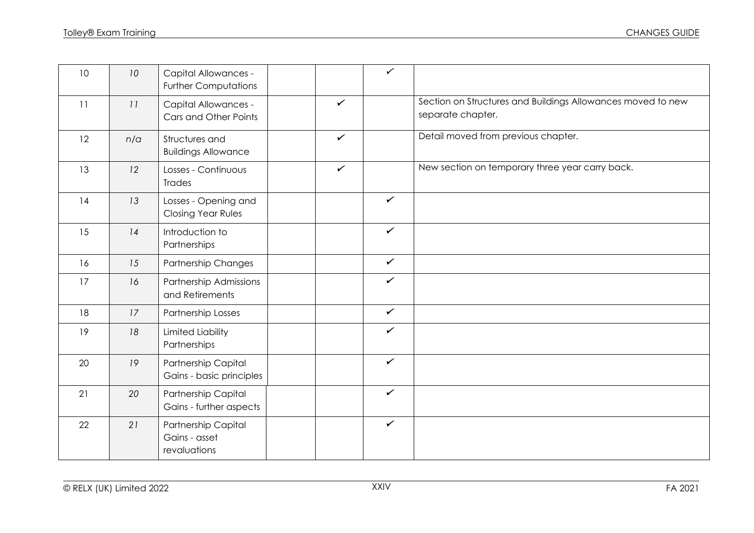| | | | | | | |
|---|---|---|---|---|---|---|
| 10 | *10* | Capital Allowances - Further Computations | | | ✓ | |
| 11 | *11* | Capital Allowances - Cars and Other Points | | ✓ | | Section on Structures and Buildings Allowances moved to new separate chapter. |
| 12 | *n/a* | Structures and Buildings Allowance | | ✓ | | Detail moved from previous chapter. |
| 13 | *12* | Losses - Continuous Trades | | ✓ | | New section on temporary three year carry back. |
| 14 | *13* | Losses - Opening and Closing Year Rules | | | ✓ | |
| 15 | *14* | Introduction to Partnerships | | | ✓ | |
| 16 | *15* | Partnership Changes | | | ✓ | |
| 17 | *16* | Partnership Admissions and Retirements | | | ✓ | |
| 18 | *17* | Partnership Losses | | | ✓ | |
| 19 | *18* | Limited Liability Partnerships | | | ✓ | |
| 20 | *19* | Partnership Capital Gains - basic principles | | | ✓ | |
| 21 | *20* | Partnership Capital Gains - further aspects | | | ✓ | |
| 22 | *21* | Partnership Capital Gains - asset revaluations | | | ✓ | |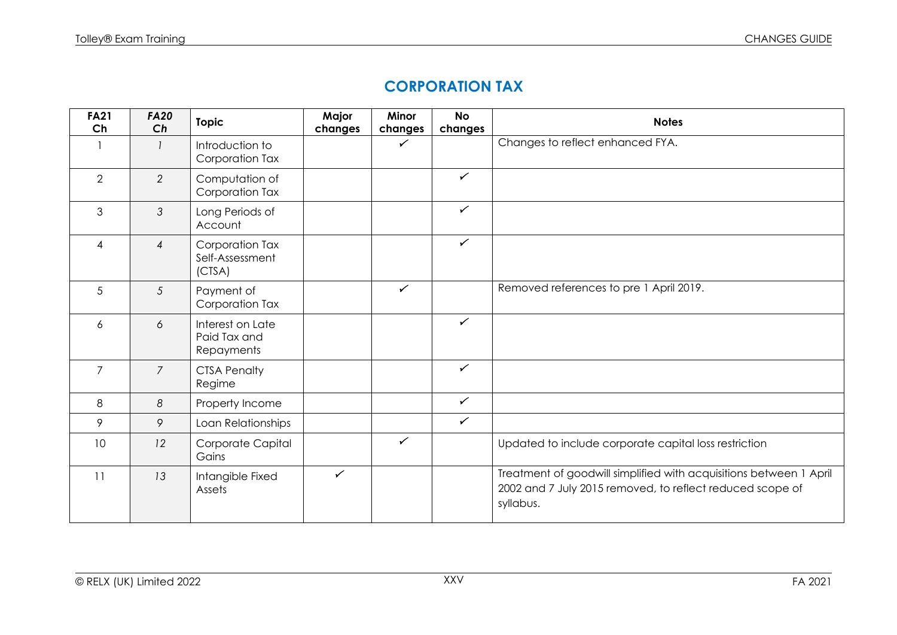## CORPORATION TAX

| FA21 Ch | *FA20 Ch* | Topic | Major changes | Minor changes | No changes | Notes |
|---|---|---|---|---|---|---|
| 1 | *1* | Introduction to Corporation Tax | | ✓ | | Changes to reflect enhanced FYA. |
| 2 | *2* | Computation of Corporation Tax | | | ✓ | |
| 3 | *3* | Long Periods of Account | | | ✓ | |
| 4 | *4* | Corporation Tax Self-Assessment (CTSA) | | | ✓ | |
| 5 | *5* | Payment of Corporation Tax | | ✓ | | Removed references to pre 1 April 2019. |
| 6 | *6* | Interest on Late Paid Tax and Repayments | | | ✓ | |
| 7 | *7* | CTSA Penalty Regime | | | ✓ | |
| 8 | *8* | Property Income | | | ✓ | |
| 9 | *9* | Loan Relationships | | | ✓ | |
| 10 | *12* | Corporate Capital Gains | | ✓ | | Updated to include corporate capital loss restriction |
| 11 | *13* | Intangible Fixed Assets | ✓ | | | Treatment of goodwill simplified with acquisitions between 1 April 2002 and 7 July 2015 removed, to reflect reduced scope of syllabus. |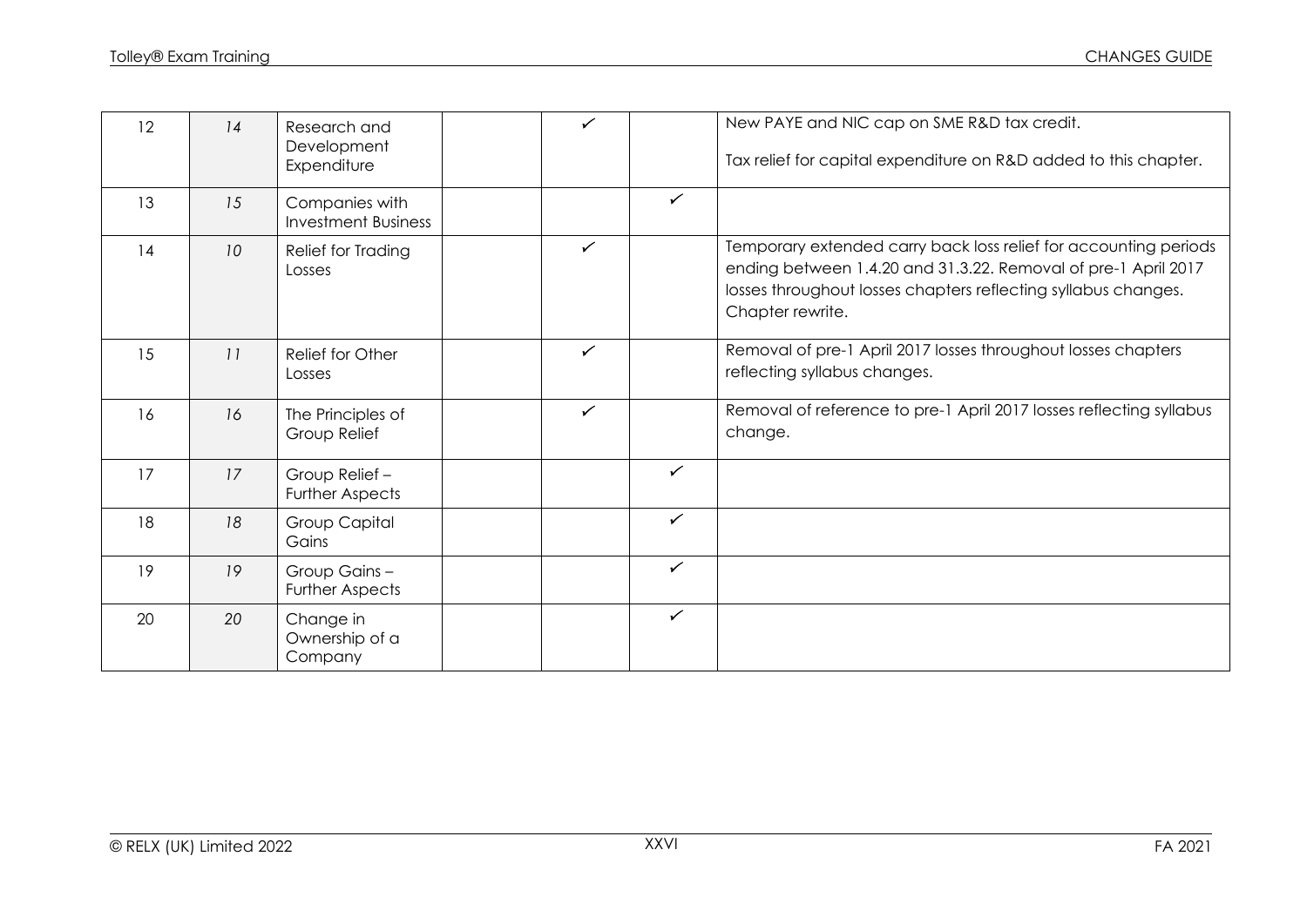| 12 | 14 | Research and Development Expenditure | | ✓ | | New PAYE and NIC cap on SME R&D tax credit.<br><br>Tax relief for capital expenditure on R&D added to this chapter. |
|---|---|---|---|---|---|---|
| 13 | 15 | Companies with Investment Business | | | ✓ | |
| 14 | 10 | Relief for Trading Losses | | ✓ | | Temporary extended carry back loss relief for accounting periods ending between 1.4.20 and 31.3.22. Removal of pre-1 April 2017 losses throughout losses chapters reflecting syllabus changes. Chapter rewrite. |
| 15 | 11 | Relief for Other Losses | | ✓ | | Removal of pre-1 April 2017 losses throughout losses chapters reflecting syllabus changes. |
| 16 | 16 | The Principles of Group Relief | | ✓ | | Removal of reference to pre-1 April 2017 losses reflecting syllabus change. |
| 17 | 17 | Group Relief – Further Aspects | | | ✓ | |
| 18 | 18 | Group Capital Gains | | | ✓ | |
| 19 | 19 | Group Gains – Further Aspects | | | ✓ | |
| 20 | 20 | Change in Ownership of a Company | | | ✓ | |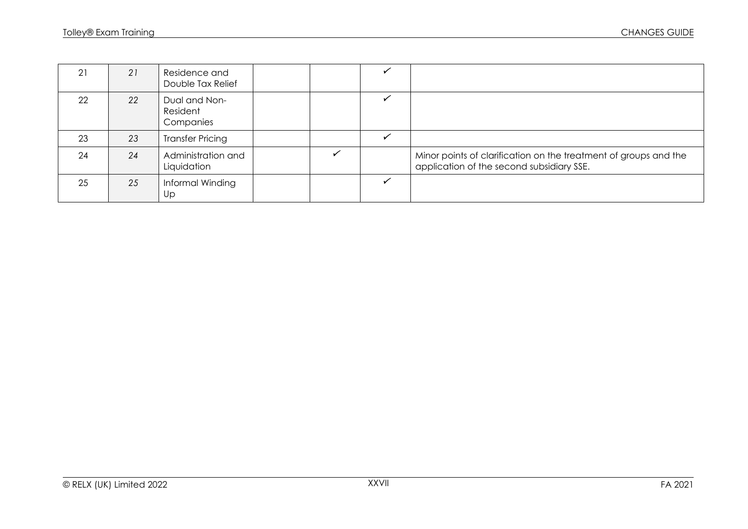| | | | | | | |
|---|---|---|---|---|---|---|
| 21 | *21* | Residence and Double Tax Relief | | | ✓ | |
| 22 | *22* | Dual and Non-Resident Companies | | | ✓ | |
| 23 | *23* | Transfer Pricing | | | ✓ | |
| 24 | *24* | Administration and Liquidation | | ✓ | | Minor points of clarification on the treatment of groups and the application of the second subsidiary SSE. |
| 25 | *25* | Informal Winding Up | | | ✓ | |